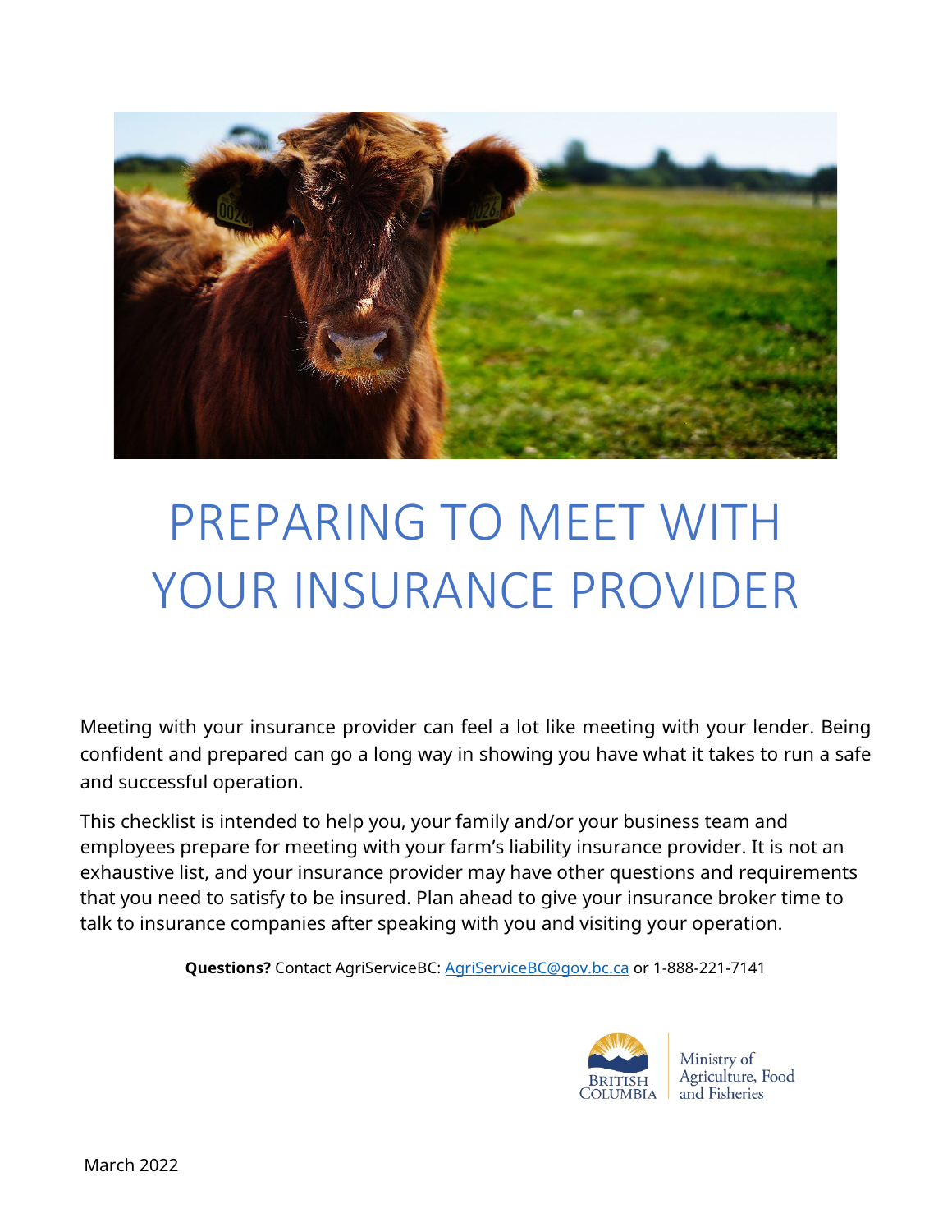# PREPARING TO MEET WITH YOUR INSURANCE PROVIDER

Meeting with your insurance provider can feel a lot like meeting with your lender. Being confident and prepared can go a long way in showing you have what it takes to run a safe and successful operation.

This checklist is intended to help you, your family and/or your business team and employees prepare for meeting with your farm's liability insurance provider. It is not an exhaustive list, and your insurance provider may have other questions and requirements that you need to satisfy to be insured. Plan ahead to give your insurance broker time to talk to insurance companies after speaking with you and visiting your operation.

**Questions?** Contact AgriServiceBC: AgriServiceBC@gov.bc.ca or 1-888-221-7141

BRITISH COLUMBIA | Ministry of Agriculture, Food and Fisheries

March 2022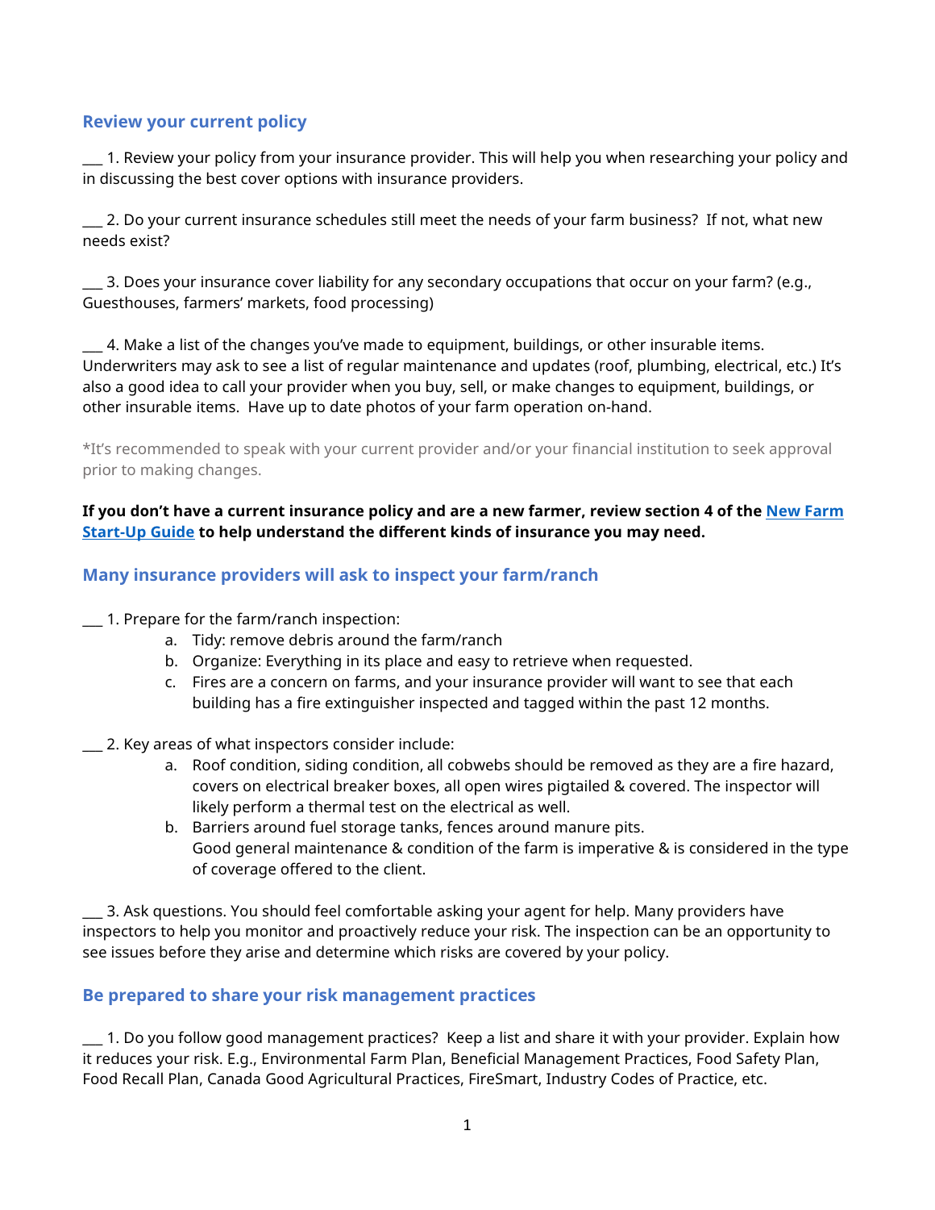## Review your current policy

___ 1. Review your policy from your insurance provider. This will help you when researching your policy and in discussing the best cover options with insurance providers.

___ 2. Do your current insurance schedules still meet the needs of your farm business? If not, what new needs exist?

___ 3. Does your insurance cover liability for any secondary occupations that occur on your farm? (e.g., Guesthouses, farmers' markets, food processing)

___ 4. Make a list of the changes you've made to equipment, buildings, or other insurable items. Underwriters may ask to see a list of regular maintenance and updates (roof, plumbing, electrical, etc.) It's also a good idea to call your provider when you buy, sell, or make changes to equipment, buildings, or other insurable items. Have up to date photos of your farm operation on-hand.

*It's recommended to speak with your current provider and/or your financial institution to seek approval prior to making changes.

**If you don't have a current insurance policy and are a new farmer, review section 4 of the [New Farm Start-Up Guide]() to help understand the different kinds of insurance you may need.**

## Many insurance providers will ask to inspect your farm/ranch

___ 1. Prepare for the farm/ranch inspection:

   a. Tidy: remove debris around the farm/ranch
   b. Organize: Everything in its place and easy to retrieve when requested.
   c. Fires are a concern on farms, and your insurance provider will want to see that each building has a fire extinguisher inspected and tagged within the past 12 months.

___ 2. Key areas of what inspectors consider include:

   a. Roof condition, siding condition, all cobwebs should be removed as they are a fire hazard, covers on electrical breaker boxes, all open wires pigtailed & covered. The inspector will likely perform a thermal test on the electrical as well.
   b. Barriers around fuel storage tanks, fences around manure pits.
   Good general maintenance & condition of the farm is imperative & is considered in the type of coverage offered to the client.

___ 3. Ask questions. You should feel comfortable asking your agent for help. Many providers have inspectors to help you monitor and proactively reduce your risk. The inspection can be an opportunity to see issues before they arise and determine which risks are covered by your policy.

## Be prepared to share your risk management practices

___ 1. Do you follow good management practices? Keep a list and share it with your provider. Explain how it reduces your risk. E.g., Environmental Farm Plan, Beneficial Management Practices, Food Safety Plan, Food Recall Plan, Canada Good Agricultural Practices, FireSmart, Industry Codes of Practice, etc.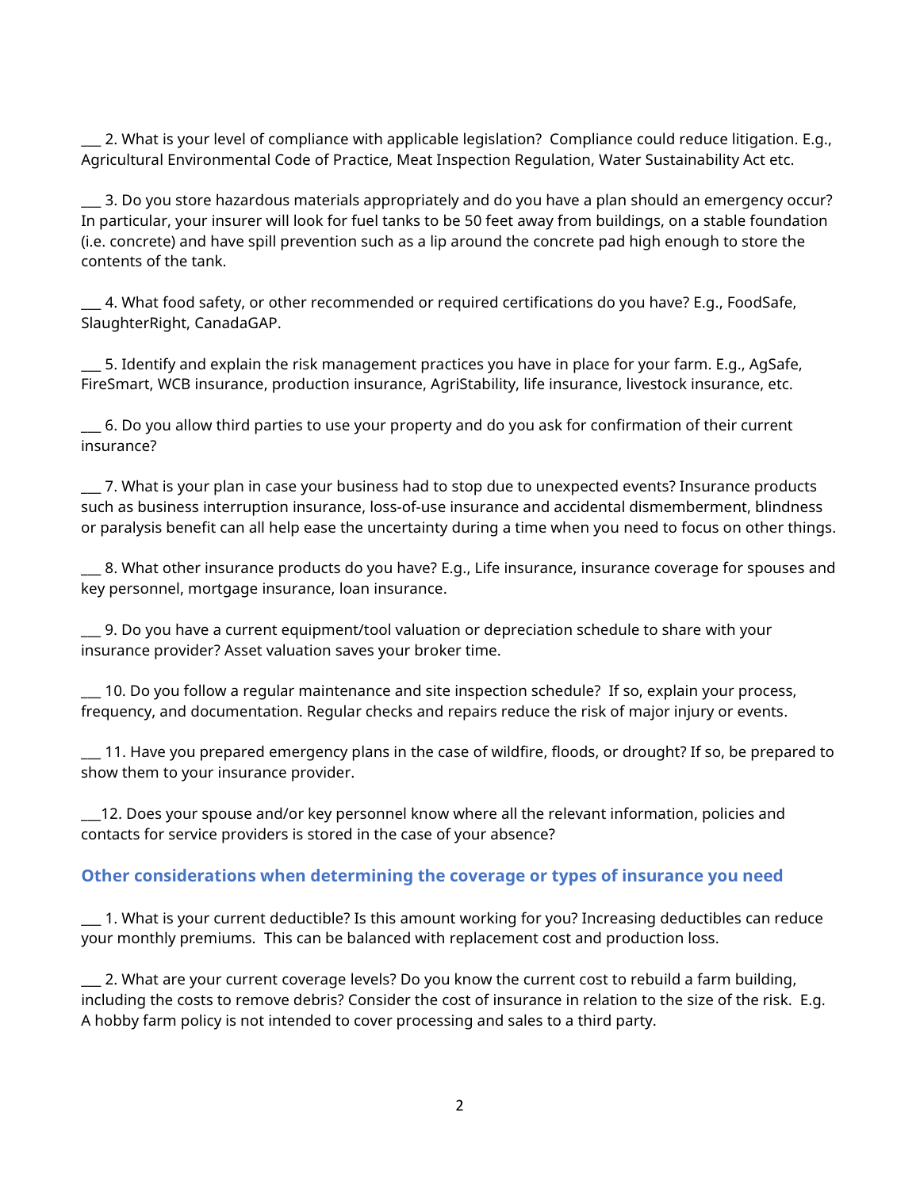___ 2. What is your level of compliance with applicable legislation? Compliance could reduce litigation. E.g., Agricultural Environmental Code of Practice, Meat Inspection Regulation, Water Sustainability Act etc.

___ 3. Do you store hazardous materials appropriately and do you have a plan should an emergency occur? In particular, your insurer will look for fuel tanks to be 50 feet away from buildings, on a stable foundation (i.e. concrete) and have spill prevention such as a lip around the concrete pad high enough to store the contents of the tank.

___ 4. What food safety, or other recommended or required certifications do you have? E.g., FoodSafe, SlaughterRight, CanadaGAP.

___ 5. Identify and explain the risk management practices you have in place for your farm. E.g., AgSafe, FireSmart, WCB insurance, production insurance, AgriStability, life insurance, livestock insurance, etc.

___ 6. Do you allow third parties to use your property and do you ask for confirmation of their current insurance?

___ 7. What is your plan in case your business had to stop due to unexpected events? Insurance products such as business interruption insurance, loss-of-use insurance and accidental dismemberment, blindness or paralysis benefit can all help ease the uncertainty during a time when you need to focus on other things.

___ 8. What other insurance products do you have? E.g., Life insurance, insurance coverage for spouses and key personnel, mortgage insurance, loan insurance.

___ 9. Do you have a current equipment/tool valuation or depreciation schedule to share with your insurance provider? Asset valuation saves your broker time.

___ 10. Do you follow a regular maintenance and site inspection schedule? If so, explain your process, frequency, and documentation. Regular checks and repairs reduce the risk of major injury or events.

___ 11. Have you prepared emergency plans in the case of wildfire, floods, or drought? If so, be prepared to show them to your insurance provider.

___12. Does your spouse and/or key personnel know where all the relevant information, policies and contacts for service providers is stored in the case of your absence?

### Other considerations when determining the coverage or types of insurance you need

___ 1. What is your current deductible? Is this amount working for you? Increasing deductibles can reduce your monthly premiums. This can be balanced with replacement cost and production loss.

___ 2. What are your current coverage levels? Do you know the current cost to rebuild a farm building, including the costs to remove debris? Consider the cost of insurance in relation to the size of the risk. E.g. A hobby farm policy is not intended to cover processing and sales to a third party.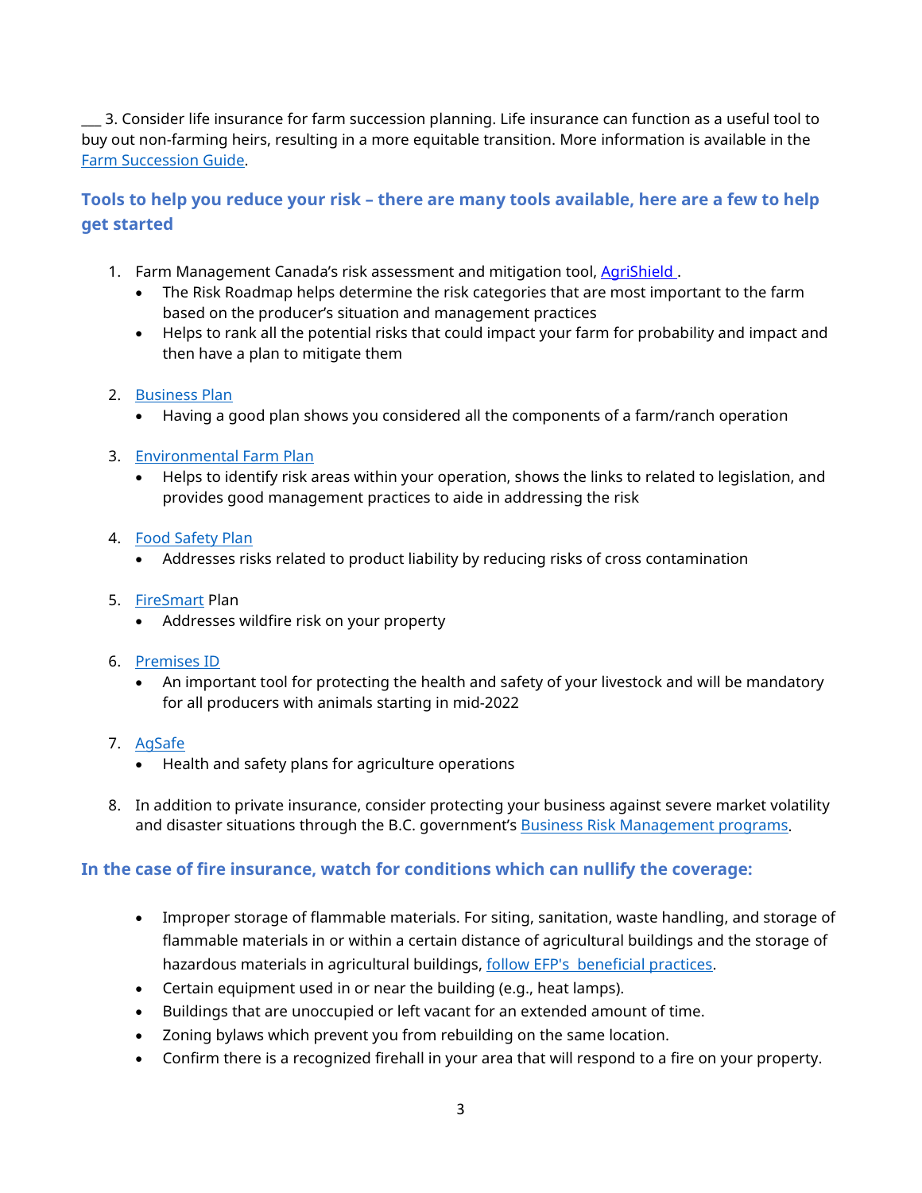___ 3. Consider life insurance for farm succession planning. Life insurance can function as a useful tool to buy out non-farming heirs, resulting in a more equitable transition. More information is available in the Farm Succession Guide.

### Tools to help you reduce your risk – there are many tools available, here are a few to help get started

1. Farm Management Canada's risk assessment and mitigation tool, AgriShield .
   - The Risk Roadmap helps determine the risk categories that are most important to the farm based on the producer's situation and management practices
   - Helps to rank all the potential risks that could impact your farm for probability and impact and then have a plan to mitigate them

2. Business Plan
   - Having a good plan shows you considered all the components of a farm/ranch operation

3. Environmental Farm Plan
   - Helps to identify risk areas within your operation, shows the links to related to legislation, and provides good management practices to aide in addressing the risk

4. Food Safety Plan
   - Addresses risks related to product liability by reducing risks of cross contamination

5. FireSmart Plan
   - Addresses wildfire risk on your property

6. Premises ID
   - An important tool for protecting the health and safety of your livestock and will be mandatory for all producers with animals starting in mid-2022

7. AgSafe
   - Health and safety plans for agriculture operations

8. In addition to private insurance, consider protecting your business against severe market volatility and disaster situations through the B.C. government's Business Risk Management programs.

### In the case of fire insurance, watch for conditions which can nullify the coverage:

- Improper storage of flammable materials. For siting, sanitation, waste handling, and storage of flammable materials in or within a certain distance of agricultural buildings and the storage of hazardous materials in agricultural buildings, follow EFP's beneficial practices.
- Certain equipment used in or near the building (e.g., heat lamps).
- Buildings that are unoccupied or left vacant for an extended amount of time.
- Zoning bylaws which prevent you from rebuilding on the same location.
- Confirm there is a recognized firehall in your area that will respond to a fire on your property.